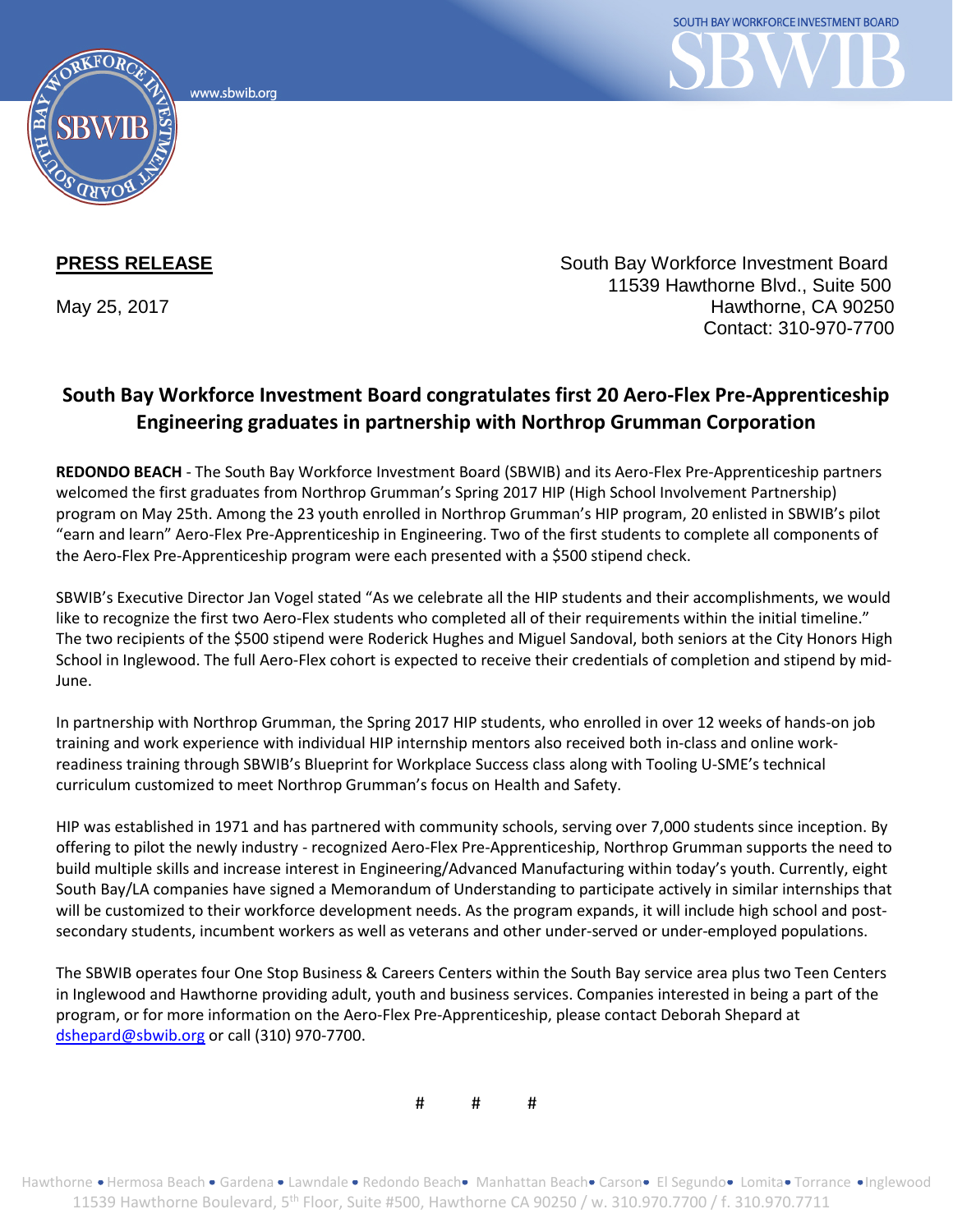**PRESS RELEASE**

May 25, 2017

South Bay Workforce Investment Board
11539 Hawthorne Blvd., Suite 500
Hawthorne, CA 90250
Contact: 310-970-7700

## South Bay Workforce Investment Board congratulates first 20 Aero-Flex Pre-Apprenticeship Engineering graduates in partnership with Northrop Grumman Corporation

**REDONDO BEACH** - The South Bay Workforce Investment Board (SBWIB) and its Aero-Flex Pre-Apprenticeship partners welcomed the first graduates from Northrop Grumman's Spring 2017 HIP (High School Involvement Partnership) program on May 25th. Among the 23 youth enrolled in Northrop Grumman's HIP program, 20 enlisted in SBWIB's pilot "earn and learn" Aero-Flex Pre-Apprenticeship in Engineering. Two of the first students to complete all components of the Aero-Flex Pre-Apprenticeship program were each presented with a $500 stipend check.

SBWIB's Executive Director Jan Vogel stated "As we celebrate all the HIP students and their accomplishments, we would like to recognize the first two Aero-Flex students who completed all of their requirements within the initial timeline." The two recipients of the $500 stipend were Roderick Hughes and Miguel Sandoval, both seniors at the City Honors High School in Inglewood. The full Aero-Flex cohort is expected to receive their credentials of completion and stipend by mid-June.

In partnership with Northrop Grumman, the Spring 2017 HIP students, who enrolled in over 12 weeks of hands-on job training and work experience with individual HIP internship mentors also received both in-class and online work-readiness training through SBWIB's Blueprint for Workplace Success class along with Tooling U-SME's technical curriculum customized to meet Northrop Grumman's focus on Health and Safety.

HIP was established in 1971 and has partnered with community schools, serving over 7,000 students since inception. By offering to pilot the newly industry - recognized Aero-Flex Pre-Apprenticeship, Northrop Grumman supports the need to build multiple skills and increase interest in Engineering/Advanced Manufacturing within today's youth. Currently, eight South Bay/LA companies have signed a Memorandum of Understanding to participate actively in similar internships that will be customized to their workforce development needs. As the program expands, it will include high school and post-secondary students, incumbent workers as well as veterans and other under-served or under-employed populations.

The SBWIB operates four One Stop Business & Careers Centers within the South Bay service area plus two Teen Centers in Inglewood and Hawthorne providing adult, youth and business services. Companies interested in being a part of the program, or for more information on the Aero-Flex Pre-Apprenticeship, please contact Deborah Shepard at dshepard@sbwib.org or call (310) 970-7700.

#  #  #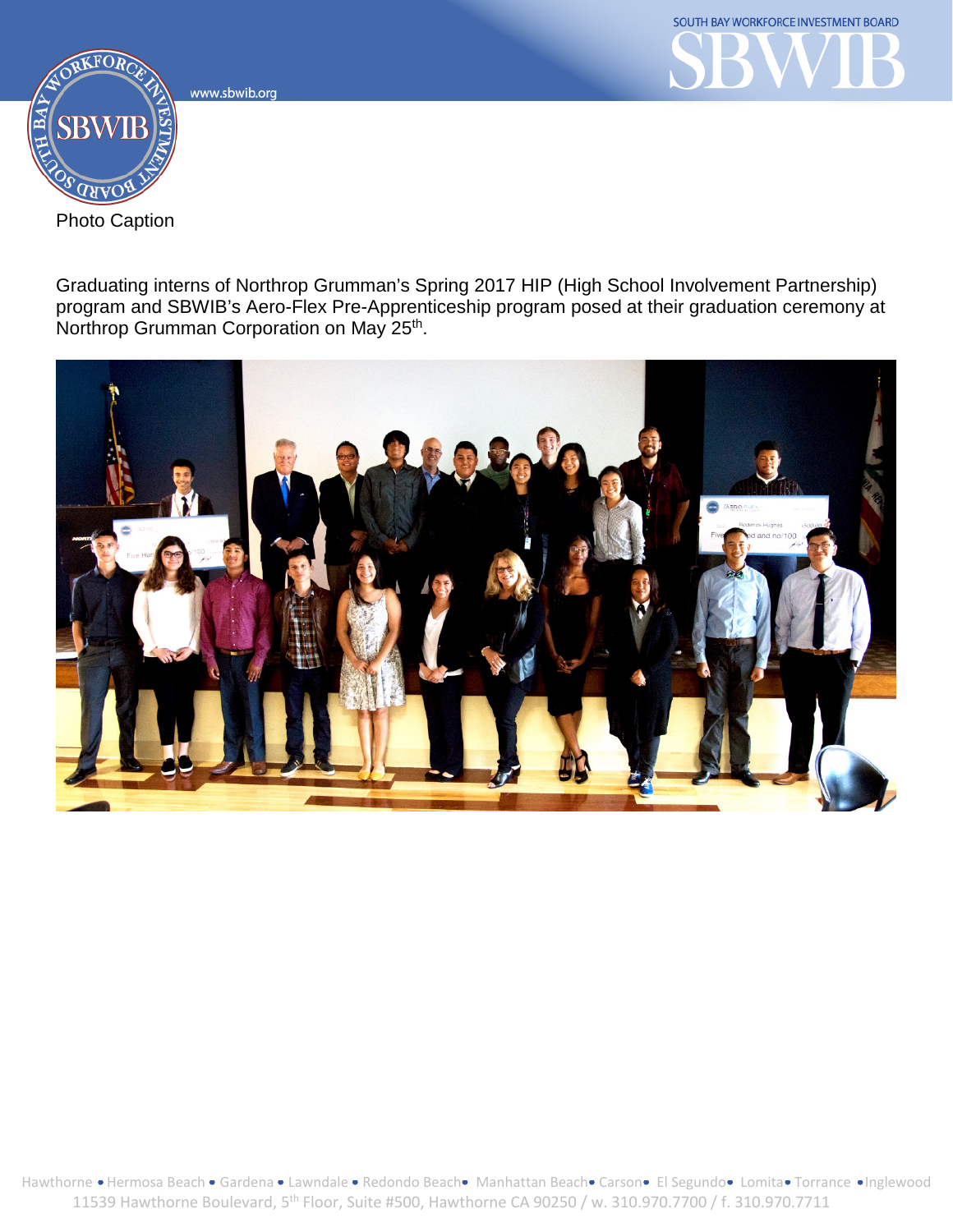Photo Caption

Graduating interns of Northrop Grumman's Spring 2017 HIP (High School Involvement Partnership) program and SBWIB's Aero-Flex Pre-Apprenticeship program posed at their graduation ceremony at Northrop Grumman Corporation on May 25th.